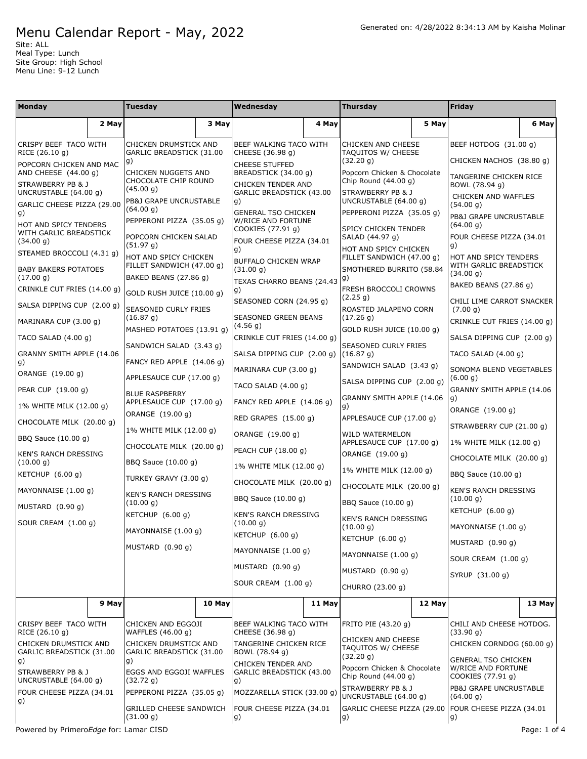# Menu Calendar Report - May, 2022

Generated on: 4/28/2022 8:34:13 AM by Kaisha Molinar

Site: ALL
Meal Type: Lunch
Site Group: High School
Menu Line: 9-12 Lunch

| Monday | Tuesday | Wednesday | Thursday | Friday |
|---|---|---|---|---|
| **2 May** | **3 May** | **4 May** | **5 May** | **6 May** |
| CRISPY BEEF TACO WITH RICE (26.10 g)<br>POPCORN CHICKEN AND MAC AND CHEESE (44.00 g)<br>STRAWBERRY PB & J UNCRUSTABLE (64.00 g)<br>GARLIC CHEESE PIZZA (29.00 g)<br>HOT AND SPICY TENDERS WITH GARLIC BREADSTICK (34.00 g)<br>STEAMED BROCCOLI (4.31 g)<br>BABY BAKERS POTATOES (17.00 g)<br>CRINKLE CUT FRIES (14.00 g)<br>SALSA DIPPING CUP (2.00 g)<br>MARINARA CUP (3.00 g)<br>TACO SALAD (4.00 g)<br>GRANNY SMITH APPLE (14.06 g)<br>ORANGE (19.00 g)<br>PEAR CUP (19.00 g)<br>1% WHITE MILK (12.00 g)<br>CHOCOLATE MILK (20.00 g)<br>BBQ Sauce (10.00 g)<br>KEN'S RANCH DRESSING (10.00 g)<br>KETCHUP (6.00 g)<br>MAYONNAISE (1.00 g)<br>MUSTARD (0.90 g)<br>SOUR CREAM (1.00 g) | CHICKEN DRUMSTICK AND GARLIC BREADSTICK (31.00 g)<br>CHICKEN NUGGETS AND CHOCOLATE CHIP ROUND (45.00 g)<br>PB&J GRAPE UNCRUSTABLE (64.00 g)<br>PEPPERONI PIZZA (35.05 g)<br>POPCORN CHICKEN SALAD (51.97 g)<br>HOT AND SPICY CHICKEN FILLET SANDWICH (47.00 g)<br>BAKED BEANS (27.86 g)<br>GOLD RUSH JUICE (10.00 g)<br>SEASONED CURLY FRIES (16.87 g)<br>MASHED POTATOES (13.91 g)<br>SANDWICH SALAD (3.43 g)<br>FANCY RED APPLE (14.06 g)<br>APPLESAUCE CUP (17.00 g)<br>BLUE RASPBERRY APPLESAUCE CUP (17.00 g)<br>ORANGE (19.00 g)<br>1% WHITE MILK (12.00 g)<br>CHOCOLATE MILK (20.00 g)<br>BBQ Sauce (10.00 g)<br>TURKEY GRAVY (3.00 g)<br>KEN'S RANCH DRESSING (10.00 g)<br>KETCHUP (6.00 g)<br>MAYONNAISE (1.00 g)<br>MUSTARD (0.90 g) | BEEF WALKING TACO WITH CHEESE (36.98 g)<br>CHEESE STUFFED BREADSTICK (34.00 g)<br>CHICKEN TENDER AND GARLIC BREADSTICK (43.00 g)<br>GENERAL TSO CHICKEN W/RICE AND FORTUNE COOKIES (77.91 g)<br>FOUR CHEESE PIZZA (34.01 g)<br>BUFFALO CHICKEN WRAP (31.00 g)<br>TEXAS CHARRO BEANS (24.43 g)<br>SEASONED CORN (24.95 g)<br>SEASONED GREEN BEANS (4.56 g)<br>CRINKLE CUT FRIES (14.00 g)<br>SALSA DIPPING CUP (2.00 g)<br>MARINARA CUP (3.00 g)<br>TACO SALAD (4.00 g)<br>FANCY RED APPLE (14.06 g)<br>RED GRAPES (15.00 g)<br>ORANGE (19.00 g)<br>PEACH CUP (18.00 g)<br>1% WHITE MILK (12.00 g)<br>CHOCOLATE MILK (20.00 g)<br>BBQ Sauce (10.00 g)<br>KEN'S RANCH DRESSING (10.00 g)<br>KETCHUP (6.00 g)<br>MAYONNAISE (1.00 g)<br>MUSTARD (0.90 g)<br>SOUR CREAM (1.00 g) | CHICKEN AND CHEESE TAQUITOS W/ CHEESE (32.20 g)<br>Popcorn Chicken & Chocolate Chip Round (44.00 g)<br>STRAWBERRY PB & J UNCRUSTABLE (64.00 g)<br>PEPPERONI PIZZA (35.05 g)<br>SPICY CHICKEN TENDER SALAD (44.97 g)<br>HOT AND SPICY CHICKEN FILLET SANDWICH (47.00 g)<br>SMOTHERED BURRITO (58.84 g)<br>FRESH BROCCOLI CROWNS (2.25 g)<br>ROASTED JALAPENO CORN (17.26 g)<br>GOLD RUSH JUICE (10.00 g)<br>SEASONED CURLY FRIES (16.87 g)<br>SANDWICH SALAD (3.43 g)<br>SALSA DIPPING CUP (2.00 g)<br>GRANNY SMITH APPLE (14.06 g)<br>APPLESAUCE CUP (17.00 g)<br>WILD WATERMELON APPLESAUCE CUP (17.00 g)<br>ORANGE (19.00 g)<br>1% WHITE MILK (12.00 g)<br>CHOCOLATE MILK (20.00 g)<br>BBQ Sauce (10.00 g)<br>KEN'S RANCH DRESSING (10.00 g)<br>KETCHUP (6.00 g)<br>MAYONNAISE (1.00 g)<br>MUSTARD (0.90 g)<br>CHURRO (23.00 g) | BEEF HOTDOG (31.00 g)<br>CHICKEN NACHOS (38.80 g)<br>TANGERINE CHICKEN RICE BOWL (78.94 g)<br>CHICKEN AND WAFFLES (54.00 g)<br>PB&J GRAPE UNCRUSTABLE (64.00 g)<br>FOUR CHEESE PIZZA (34.01 g)<br>HOT AND SPICY TENDERS WITH GARLIC BREADSTICK (34.00 g)<br>BAKED BEANS (27.86 g)<br>CHILI LIME CARROT SNACKER (7.00 g)<br>CRINKLE CUT FRIES (14.00 g)<br>SALSA DIPPING CUP (2.00 g)<br>TACO SALAD (4.00 g)<br>SONOMA BLEND VEGETABLES (6.00 g)<br>GRANNY SMITH APPLE (14.06 g)<br>ORANGE (19.00 g)<br>STRAWBERRY CUP (21.00 g)<br>1% WHITE MILK (12.00 g)<br>CHOCOLATE MILK (20.00 g)<br>BBQ Sauce (10.00 g)<br>KEN'S RANCH DRESSING (10.00 g)<br>KETCHUP (6.00 g)<br>MAYONNAISE (1.00 g)<br>MUSTARD (0.90 g)<br>SOUR CREAM (1.00 g)<br>SYRUP (31.00 g) |
| **9 May** | **10 May** | **11 May** | **12 May** | **13 May** |
| CRISPY BEEF TACO WITH RICE (26.10 g)<br>CHICKEN DRUMSTICK AND GARLIC BREADSTICK (31.00 g)<br>STRAWBERRY PB & J UNCRUSTABLE (64.00 g)<br>FOUR CHEESE PIZZA (34.01 g) | CHICKEN AND EGGOJI WAFFLES (46.00 g)<br>CHICKEN DRUMSTICK AND GARLIC BREADSTICK (31.00 g)<br>EGGS AND EGGOJI WAFFLES (32.72 g)<br>PEPPERONI PIZZA (35.05 g)<br>GRILLED CHEESE SANDWICH (31.00 g) | BEEF WALKING TACO WITH CHEESE (36.98 g)<br>TANGERINE CHICKEN RICE BOWL (78.94 g)<br>CHICKEN TENDER AND GARLIC BREADSTICK (43.00 g)<br>MOZZARELLA STICK (33.00 g)<br>FOUR CHEESE PIZZA (34.01 g) | FRITO PIE (43.20 g)<br>CHICKEN AND CHEESE TAQUITOS W/ CHEESE (32.20 g)<br>Popcorn Chicken & Chocolate Chip Round (44.00 g)<br>STRAWBERRY PB & J UNCRUSTABLE (64.00 g)<br>GARLIC CHEESE PIZZA (29.00 g) | CHILI AND CHEESE HOTDOG. (33.90 g)<br>CHICKEN CORNDOG (60.00 g)<br>GENERAL TSO CHICKEN W/RICE AND FORTUNE COOKIES (77.91 g)<br>PB&J GRAPE UNCRUSTABLE (64.00 g)<br>FOUR CHEESE PIZZA (34.01 g) |

Powered by Primero*Edge* for: Lamar CISD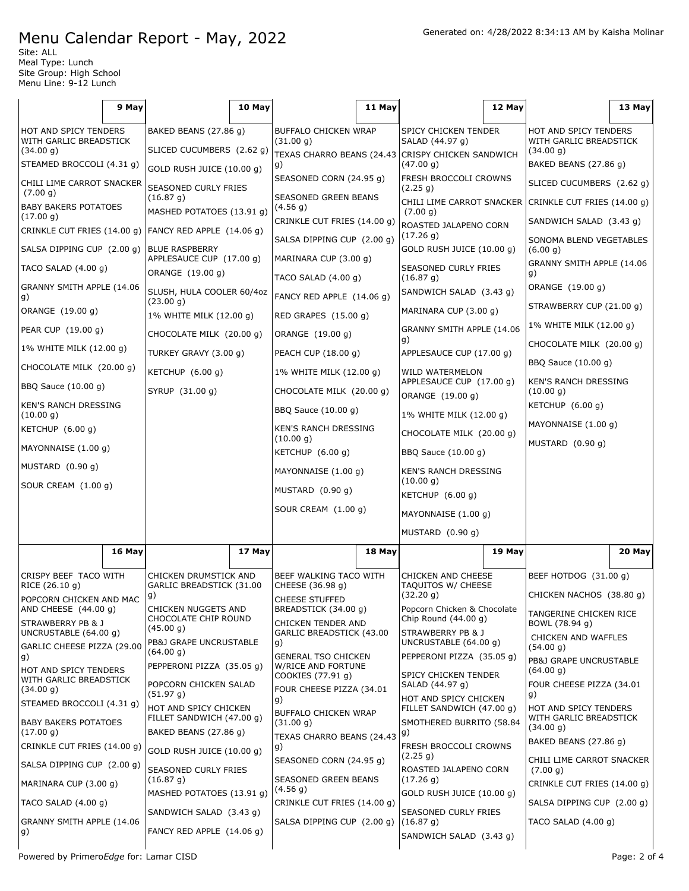# Menu Calendar Report - May, 2022

Generated on: 4/28/2022 8:34:13 AM by Kaisha Molinar

Site: ALL
Meal Type: Lunch
Site Group: High School
Menu Line: 9-12 Lunch

| 9 May | 10 May | 11 May | 12 May | 13 May |
|---|---|---|---|---|
| HOT AND SPICY TENDERS WITH GARLIC BREADSTICK (34.00 g)<br>STEAMED BROCCOLI (4.31 g)<br>CHILI LIME CARROT SNACKER (7.00 g)<br>BABY BAKERS POTATOES (17.00 g)<br>CRINKLE CUT FRIES (14.00 g)<br>SALSA DIPPING CUP (2.00 g)<br>TACO SALAD (4.00 g)<br>GRANNY SMITH APPLE (14.06 g)<br>ORANGE (19.00 g)<br>PEAR CUP (19.00 g)<br>1% WHITE MILK (12.00 g)<br>CHOCOLATE MILK (20.00 g)<br>BBQ Sauce (10.00 g)<br>KEN'S RANCH DRESSING (10.00 g)<br>KETCHUP (6.00 g)<br>MAYONNAISE (1.00 g)<br>MUSTARD (0.90 g)<br>SOUR CREAM (1.00 g) | BAKED BEANS (27.86 g)<br>SLICED CUCUMBERS (2.62 g)<br>GOLD RUSH JUICE (10.00 g)<br>SEASONED CURLY FRIES (16.87 g)<br>MASHED POTATOES (13.91 g)<br>FANCY RED APPLE (14.06 g)<br>BLUE RASPBERRY APPLESAUCE CUP (17.00 g)<br>ORANGE (19.00 g)<br>SLUSH, HULA COOLER 60/4oz (23.00 g)<br>1% WHITE MILK (12.00 g)<br>CHOCOLATE MILK (20.00 g)<br>TURKEY GRAVY (3.00 g)<br>KETCHUP (6.00 g)<br>SYRUP (31.00 g) | BUFFALO CHICKEN WRAP (31.00 g)<br>TEXAS CHARRO BEANS (24.43 g)<br>SEASONED CORN (24.95 g)<br>SEASONED GREEN BEANS (4.56 g)<br>CRINKLE CUT FRIES (14.00 g)<br>SALSA DIPPING CUP (2.00 g)<br>MARINARA CUP (3.00 g)<br>TACO SALAD (4.00 g)<br>FANCY RED APPLE (14.06 g)<br>RED GRAPES (15.00 g)<br>ORANGE (19.00 g)<br>PEACH CUP (18.00 g)<br>1% WHITE MILK (12.00 g)<br>CHOCOLATE MILK (20.00 g)<br>BBQ Sauce (10.00 g)<br>KEN'S RANCH DRESSING (10.00 g)<br>KETCHUP (6.00 g)<br>MAYONNAISE (1.00 g)<br>MUSTARD (0.90 g)<br>SOUR CREAM (1.00 g) | SPICY CHICKEN TENDER SALAD (44.97 g)<br>CRISPY CHICKEN SANDWICH (47.00 g)<br>FRESH BROCCOLI CROWNS (2.25 g)<br>CHILI LIME CARROT SNACKER (7.00 g)<br>ROASTED JALAPENO CORN (17.26 g)<br>GOLD RUSH JUICE (10.00 g)<br>SEASONED CURLY FRIES (16.87 g)<br>SANDWICH SALAD (3.43 g)<br>MARINARA CUP (3.00 g)<br>GRANNY SMITH APPLE (14.06 g)<br>APPLESAUCE CUP (17.00 g)<br>WILD WATERMELON APPLESAUCE CUP (17.00 g)<br>ORANGE (19.00 g)<br>1% WHITE MILK (12.00 g)<br>CHOCOLATE MILK (20.00 g)<br>BBQ Sauce (10.00 g)<br>KEN'S RANCH DRESSING (10.00 g)<br>KETCHUP (6.00 g)<br>MAYONNAISE (1.00 g)<br>MUSTARD (0.90 g) | HOT AND SPICY TENDERS WITH GARLIC BREADSTICK (34.00 g)<br>BAKED BEANS (27.86 g)<br>SLICED CUCUMBERS (2.62 g)<br>CRINKLE CUT FRIES (14.00 g)<br>SANDWICH SALAD (3.43 g)<br>SONOMA BLEND VEGETABLES (6.00 g)<br>GRANNY SMITH APPLE (14.06 g)<br>ORANGE (19.00 g)<br>STRAWBERRY CUP (21.00 g)<br>1% WHITE MILK (12.00 g)<br>CHOCOLATE MILK (20.00 g)<br>BBQ Sauce (10.00 g)<br>KEN'S RANCH DRESSING (10.00 g)<br>KETCHUP (6.00 g)<br>MAYONNAISE (1.00 g)<br>MUSTARD (0.90 g) |

| 16 May | 17 May | 18 May | 19 May | 20 May |
|---|---|---|---|---|
| CRISPY BEEF TACO WITH RICE (26.10 g)<br>POPCORN CHICKEN AND MAC AND CHEESE (44.00 g)<br>STRAWBERRY PB & J UNCRUSTABLE (64.00 g)<br>GARLIC CHEESE PIZZA (29.00 g)<br>HOT AND SPICY TENDERS WITH GARLIC BREADSTICK (34.00 g)<br>STEAMED BROCCOLI (4.31 g)<br>BABY BAKERS POTATOES (17.00 g)<br>CRINKLE CUT FRIES (14.00 g)<br>SALSA DIPPING CUP (2.00 g)<br>MARINARA CUP (3.00 g)<br>TACO SALAD (4.00 g)<br>GRANNY SMITH APPLE (14.06 g) | CHICKEN DRUMSTICK AND GARLIC BREADSTICK (31.00 g)<br>CHICKEN NUGGETS AND CHOCOLATE CHIP ROUND (45.00 g)<br>PB&J GRAPE UNCRUSTABLE (64.00 g)<br>PEPPERONI PIZZA (35.05 g)<br>POPCORN CHICKEN SALAD (51.97 g)<br>HOT AND SPICY CHICKEN FILLET SANDWICH (47.00 g)<br>BAKED BEANS (27.86 g)<br>GOLD RUSH JUICE (10.00 g)<br>SEASONED CURLY FRIES (16.87 g)<br>MASHED POTATOES (13.91 g)<br>SANDWICH SALAD (3.43 g)<br>FANCY RED APPLE (14.06 g) | BEEF WALKING TACO WITH CHEESE (36.98 g)<br>CHEESE STUFFED BREADSTICK (34.00 g)<br>CHICKEN TENDER AND GARLIC BREADSTICK (43.00 g)<br>GENERAL TSO CHICKEN W/RICE AND FORTUNE COOKIES (77.91 g)<br>FOUR CHEESE PIZZA (34.01 g)<br>BUFFALO CHICKEN WRAP (31.00 g)<br>TEXAS CHARRO BEANS (24.43 g)<br>SEASONED CORN (24.95 g)<br>SEASONED GREEN BEANS (4.56 g)<br>CRINKLE CUT FRIES (14.00 g)<br>SALSA DIPPING CUP (2.00 g) | CHICKEN AND CHEESE TAQUITOS W/ CHEESE (32.20 g)<br>Popcorn Chicken & Chocolate Chip Round (44.00 g)<br>STRAWBERRY PB & J UNCRUSTABLE (64.00 g)<br>PEPPERONI PIZZA (35.05 g)<br>SPICY CHICKEN TENDER SALAD (44.97 g)<br>HOT AND SPICY CHICKEN FILLET SANDWICH (47.00 g)<br>SMOTHERED BURRITO (58.84 g)<br>FRESH BROCCOLI CROWNS (2.25 g)<br>ROASTED JALAPENO CORN (17.26 g)<br>GOLD RUSH JUICE (10.00 g)<br>SEASONED CURLY FRIES (16.87 g)<br>SANDWICH SALAD (3.43 g) | BEEF HOTDOG (31.00 g)<br>CHICKEN NACHOS (38.80 g)<br>TANGERINE CHICKEN RICE BOWL (78.94 g)<br>CHICKEN AND WAFFLES (54.00 g)<br>PB&J GRAPE UNCRUSTABLE (64.00 g)<br>FOUR CHEESE PIZZA (34.01 g)<br>HOT AND SPICY TENDERS WITH GARLIC BREADSTICK (34.00 g)<br>BAKED BEANS (27.86 g)<br>CHILI LIME CARROT SNACKER (7.00 g)<br>CRINKLE CUT FRIES (14.00 g)<br>SALSA DIPPING CUP (2.00 g)<br>TACO SALAD (4.00 g) |

Powered by Primero*Edge* for: Lamar CISD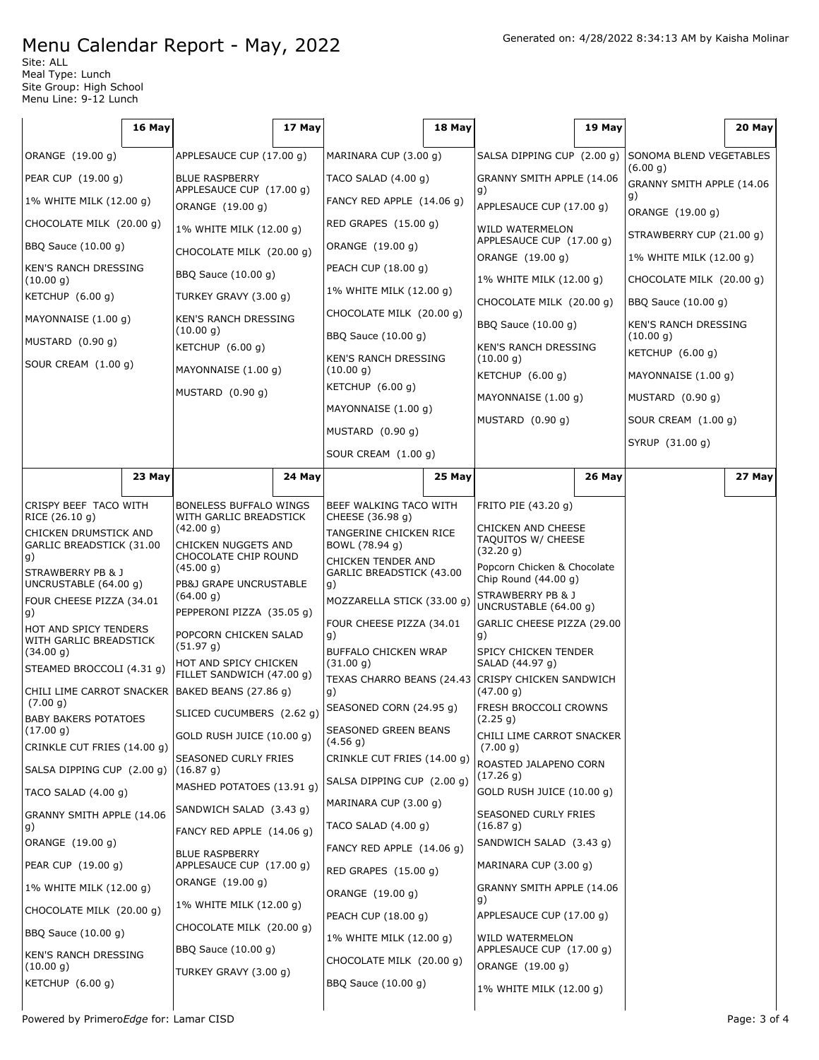# Menu Calendar Report - May, 2022

Generated on: 4/28/2022 8:34:13 AM by Kaisha Molinar

Site: ALL
Meal Type: Lunch
Site Group: High School
Menu Line: 9-12 Lunch

| 16 May | 17 May | 18 May | 19 May | 20 May |
|---|---|---|---|---|
| ORANGE (19.00 g)<br>PEAR CUP (19.00 g)<br>1% WHITE MILK (12.00 g)<br>CHOCOLATE MILK (20.00 g)<br>BBQ Sauce (10.00 g)<br>KEN'S RANCH DRESSING (10.00 g)<br>KETCHUP (6.00 g)<br>MAYONNAISE (1.00 g)<br>MUSTARD (0.90 g)<br>SOUR CREAM (1.00 g) | APPLESAUCE CUP (17.00 g)<br>BLUE RASPBERRY APPLESAUCE CUP (17.00 g)<br>ORANGE (19.00 g)<br>1% WHITE MILK (12.00 g)<br>CHOCOLATE MILK (20.00 g)<br>BBQ Sauce (10.00 g)<br>TURKEY GRAVY (3.00 g)<br>KEN'S RANCH DRESSING (10.00 g)<br>KETCHUP (6.00 g)<br>MAYONNAISE (1.00 g)<br>MUSTARD (0.90 g) | MARINARA CUP (3.00 g)<br>TACO SALAD (4.00 g)<br>FANCY RED APPLE (14.06 g)<br>RED GRAPES (15.00 g)<br>ORANGE (19.00 g)<br>PEACH CUP (18.00 g)<br>1% WHITE MILK (12.00 g)<br>CHOCOLATE MILK (20.00 g)<br>BBQ Sauce (10.00 g)<br>KEN'S RANCH DRESSING (10.00 g)<br>KETCHUP (6.00 g)<br>MAYONNAISE (1.00 g)<br>MUSTARD (0.90 g)<br>SOUR CREAM (1.00 g) | SALSA DIPPING CUP (2.00 g)<br>GRANNY SMITH APPLE (14.06 g)<br>APPLESAUCE CUP (17.00 g)<br>WILD WATERMELON APPLESAUCE CUP (17.00 g)<br>ORANGE (19.00 g)<br>1% WHITE MILK (12.00 g)<br>CHOCOLATE MILK (20.00 g)<br>BBQ Sauce (10.00 g)<br>KEN'S RANCH DRESSING (10.00 g)<br>KETCHUP (6.00 g)<br>MAYONNAISE (1.00 g)<br>MUSTARD (0.90 g) | SONOMA BLEND VEGETABLES (6.00 g)<br>GRANNY SMITH APPLE (14.06 g)<br>ORANGE (19.00 g)<br>STRAWBERRY CUP (21.00 g)<br>1% WHITE MILK (12.00 g)<br>CHOCOLATE MILK (20.00 g)<br>BBQ Sauce (10.00 g)<br>KEN'S RANCH DRESSING (10.00 g)<br>KETCHUP (6.00 g)<br>MAYONNAISE (1.00 g)<br>MUSTARD (0.90 g)<br>SOUR CREAM (1.00 g)<br>SYRUP (31.00 g) |

| 23 May | 24 May | 25 May | 26 May | 27 May |
|---|---|---|---|---|
| CRISPY BEEF TACO WITH RICE (26.10 g)<br>CHICKEN DRUMSTICK AND GARLIC BREADSTICK (31.00 g)<br>STRAWBERRY PB & J UNCRUSTABLE (64.00 g)<br>FOUR CHEESE PIZZA (34.01 g)<br>HOT AND SPICY TENDERS WITH GARLIC BREADSTICK (34.00 g)<br>STEAMED BROCCOLI (4.31 g)<br>CHILI LIME CARROT SNACKER (7.00 g)<br>BABY BAKERS POTATOES (17.00 g)<br>CRINKLE CUT FRIES (14.00 g)<br>SALSA DIPPING CUP (2.00 g)<br>TACO SALAD (4.00 g)<br>GRANNY SMITH APPLE (14.06 g)<br>ORANGE (19.00 g)<br>PEAR CUP (19.00 g)<br>1% WHITE MILK (12.00 g)<br>CHOCOLATE MILK (20.00 g)<br>BBQ Sauce (10.00 g)<br>KEN'S RANCH DRESSING (10.00 g)<br>KETCHUP (6.00 g) | BONELESS BUFFALO WINGS WITH GARLIC BREADSTICK (42.00 g)<br>CHICKEN NUGGETS AND CHOCOLATE CHIP ROUND (45.00 g)<br>PB&J GRAPE UNCRUSTABLE (64.00 g)<br>PEPPERONI PIZZA (35.05 g)<br>POPCORN CHICKEN SALAD (51.97 g)<br>HOT AND SPICY CHICKEN FILLET SANDWICH (47.00 g)<br>BAKED BEANS (27.86 g)<br>SLICED CUCUMBERS (2.62 g)<br>GOLD RUSH JUICE (10.00 g)<br>SEASONED CURLY FRIES (16.87 g)<br>MASHED POTATOES (13.91 g)<br>SANDWICH SALAD (3.43 g)<br>FANCY RED APPLE (14.06 g)<br>BLUE RASPBERRY APPLESAUCE CUP (17.00 g)<br>ORANGE (19.00 g)<br>1% WHITE MILK (12.00 g)<br>CHOCOLATE MILK (20.00 g)<br>BBQ Sauce (10.00 g)<br>TURKEY GRAVY (3.00 g) | BEEF WALKING TACO WITH CHEESE (36.98 g)<br>TANGERINE CHICKEN RICE BOWL (78.94 g)<br>CHICKEN TENDER AND GARLIC BREADSTICK (43.00 g)<br>MOZZARELLA STICK (33.00 g)<br>FOUR CHEESE PIZZA (34.01 g)<br>BUFFALO CHICKEN WRAP (31.00 g)<br>TEXAS CHARRO BEANS (24.43 g)<br>SEASONED CORN (24.95 g)<br>SEASONED GREEN BEANS (4.56 g)<br>CRINKLE CUT FRIES (14.00 g)<br>SALSA DIPPING CUP (2.00 g)<br>MARINARA CUP (3.00 g)<br>TACO SALAD (4.00 g)<br>FANCY RED APPLE (14.06 g)<br>RED GRAPES (15.00 g)<br>ORANGE (19.00 g)<br>PEACH CUP (18.00 g)<br>1% WHITE MILK (12.00 g)<br>CHOCOLATE MILK (20.00 g)<br>BBQ Sauce (10.00 g) | FRITO PIE (43.20 g)<br>CHICKEN AND CHEESE TAQUITOS W/ CHEESE (32.20 g)<br>Popcorn Chicken & Chocolate Chip Round (44.00 g)<br>STRAWBERRY PB & J UNCRUSTABLE (64.00 g)<br>GARLIC CHEESE PIZZA (29.00 g)<br>SPICY CHICKEN TENDER SALAD (44.97 g)<br>CRISPY CHICKEN SANDWICH (47.00 g)<br>FRESH BROCCOLI CROWNS (2.25 g)<br>CHILI LIME CARROT SNACKER (7.00 g)<br>ROASTED JALAPENO CORN (17.26 g)<br>GOLD RUSH JUICE (10.00 g)<br>SEASONED CURLY FRIES (16.87 g)<br>SANDWICH SALAD (3.43 g)<br>MARINARA CUP (3.00 g)<br>GRANNY SMITH APPLE (14.06 g)<br>APPLESAUCE CUP (17.00 g)<br>WILD WATERMELON APPLESAUCE CUP (17.00 g)<br>ORANGE (19.00 g)<br>1% WHITE MILK (12.00 g) | |

Powered by Primero*Edge* for: Lamar CISD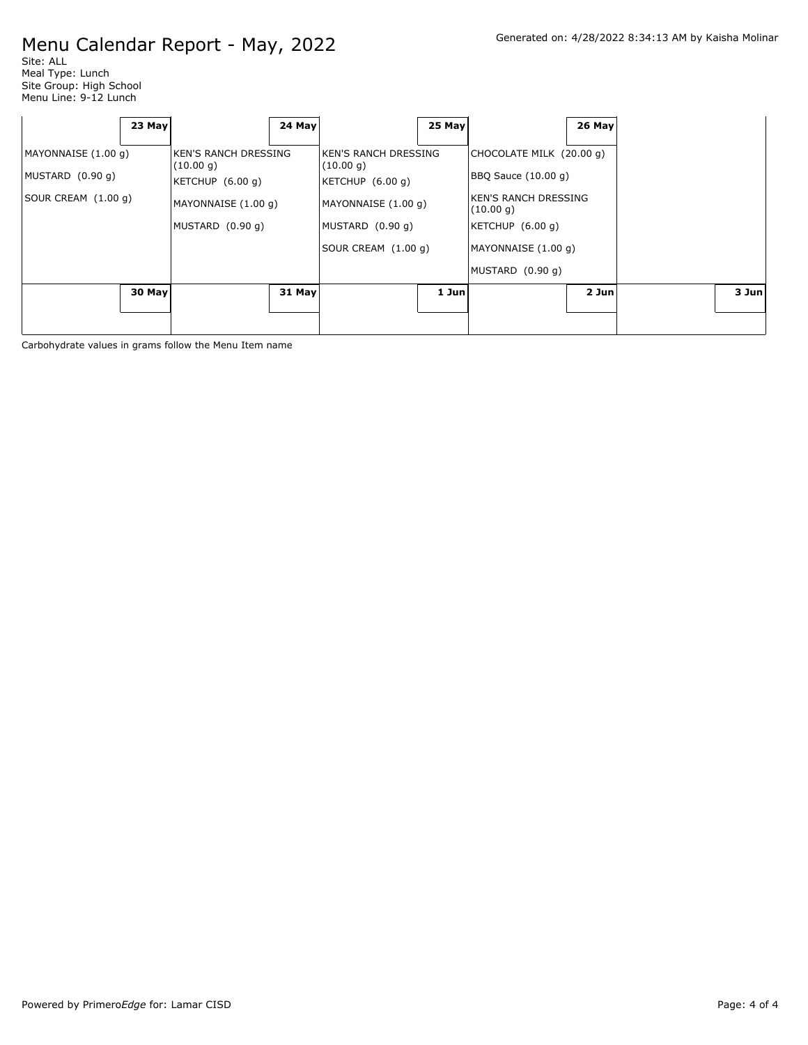# Menu Calendar Report - May, 2022

Generated on: 4/28/2022 8:34:13 AM by Kaisha Molinar

Site: ALL
Meal Type: Lunch
Site Group: High School
Menu Line: 9-12 Lunch

| 23 May | 24 May | 25 May | 26 May | |
|---|---|---|---|---|
| MAYONNAISE (1.00 g)<br>MUSTARD (0.90 g)<br>SOUR CREAM (1.00 g) | KEN'S RANCH DRESSING (10.00 g)<br>KETCHUP (6.00 g)<br>MAYONNAISE (1.00 g)<br>MUSTARD (0.90 g) | KEN'S RANCH DRESSING (10.00 g)<br>KETCHUP (6.00 g)<br>MAYONNAISE (1.00 g)<br>MUSTARD (0.90 g)<br>SOUR CREAM (1.00 g) | CHOCOLATE MILK (20.00 g)<br>BBQ Sauce (10.00 g)<br>KEN'S RANCH DRESSING (10.00 g)<br>KETCHUP (6.00 g)<br>MAYONNAISE (1.00 g)<br>MUSTARD (0.90 g) | |
| **30 May** | **31 May** | **1 Jun** | **2 Jun** | **3 Jun** |
| | | | | |

Carbohydrate values in grams follow the Menu Item name

Powered by Primero*Edge* for: Lamar CISD